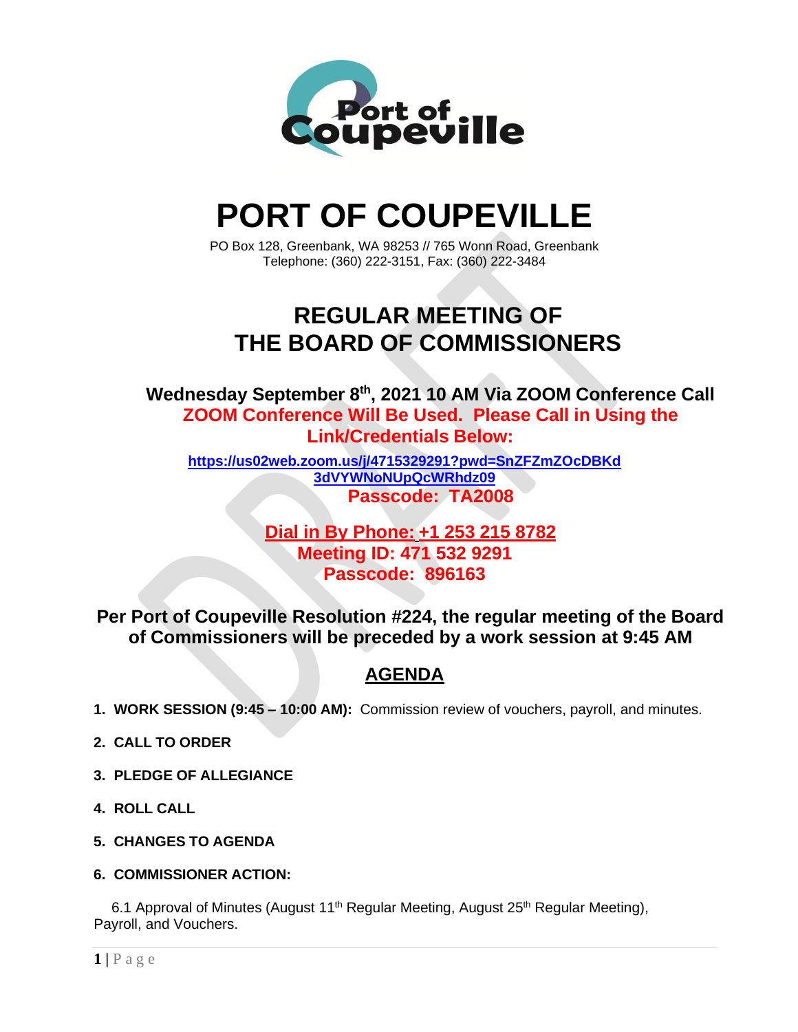# PORT OF COUPEVILLE

PO Box 128, Greenbank, WA 98253 // 765 Wonn Road, Greenbank
Telephone: (360) 222-3151, Fax: (360) 222-3484

## REGULAR MEETING OF THE BOARD OF COMMISSIONERS

**Wednesday September 8th, 2021 10 AM Via ZOOM Conference Call**

**ZOOM Conference Will Be Used. Please Call in Using the Link/Credentials Below:**

**https://us02web.zoom.us/j/4715329291?pwd=SnZFZmZOcDBKd3dVYWNoNUpQcWRhdz09**

**Passcode: TA2008**

**Dial in By Phone: +1 253 215 8782**
**Meeting ID: 471 532 9291**
**Passcode: 896163**

**Per Port of Coupeville Resolution #224, the regular meeting of the Board of Commissioners will be preceded by a work session at 9:45 AM**

## AGENDA

1. **WORK SESSION (9:45 – 10:00 AM):** Commission review of vouchers, payroll, and minutes.
2. **CALL TO ORDER**
3. **PLEDGE OF ALLEGIANCE**
4. **ROLL CALL**
5. **CHANGES TO AGENDA**
6. **COMMISSIONER ACTION:**

6.1 Approval of Minutes (August 11th Regular Meeting, August 25th Regular Meeting), Payroll, and Vouchers.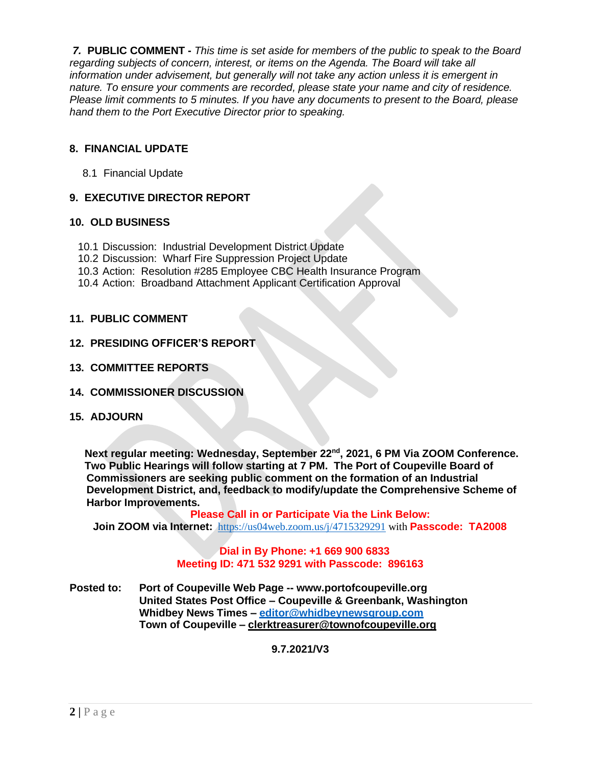***7.* PUBLIC COMMENT -** *This time is set aside for members of the public to speak to the Board regarding subjects of concern, interest, or items on the Agenda. The Board will take all information under advisement, but generally will not take any action unless it is emergent in nature. To ensure your comments are recorded, please state your name and city of residence. Please limit comments to 5 minutes. If you have any documents to present to the Board, please hand them to the Port Executive Director prior to speaking.*

**8. FINANCIAL UPDATE**

8.1 Financial Update

**9. EXECUTIVE DIRECTOR REPORT**

**10. OLD BUSINESS**

10.1 Discussion: Industrial Development District Update
10.2 Discussion: Wharf Fire Suppression Project Update
10.3 Action: Resolution #285 Employee CBC Health Insurance Program
10.4 Action: Broadband Attachment Applicant Certification Approval

**11. PUBLIC COMMENT**

**12. PRESIDING OFFICER'S REPORT**

**13. COMMITTEE REPORTS**

**14. COMMISSIONER DISCUSSION**

**15. ADJOURN**

**Next regular meeting: Wednesday, September 22nd, 2021, 6 PM Via ZOOM Conference. Two Public Hearings will follow starting at 7 PM. The Port of Coupeville Board of Commissioners are seeking public comment on the formation of an Industrial Development District, and, feedback to modify/update the Comprehensive Scheme of Harbor Improvements.**

**Please Call in or Participate Via the Link Below:**

**Join ZOOM via Internet:** https://us04web.zoom.us/j/4715329291 with **Passcode: TA2008**

**Dial in By Phone: +1 669 900 6833**
**Meeting ID: 471 532 9291 with Passcode: 896163**

**Posted to:** **Port of Coupeville Web Page -- www.portofcoupeville.org**
**United States Post Office – Coupeville & Greenbank, Washington**
**Whidbey News Times – editor@whidbeynewsgroup.com**
**Town of Coupeville – clerktreasurer@townofcoupeville.org**

**9.7.2021/V3**